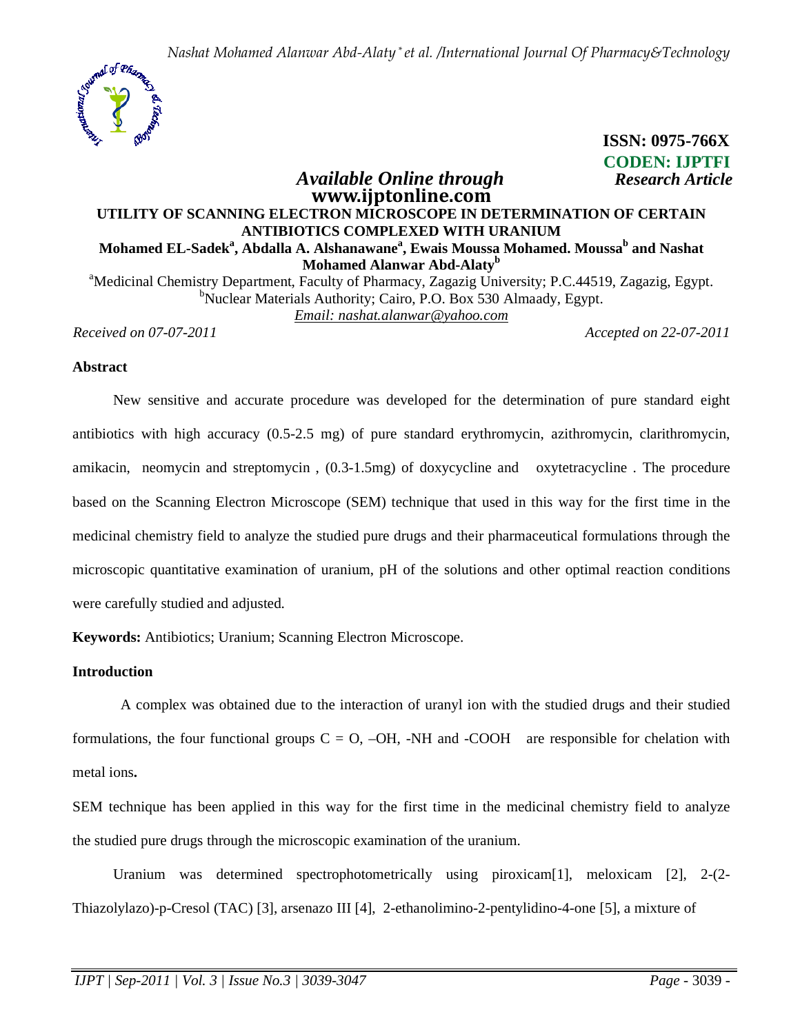ISSN: 0975-766X
CODEN: IJPTFI

*Available Online through* **www.ijptonline.com**

***Research Article***

# UTILITY OF SCANNING ELECTRON MICROSCOPE IN DETERMINATION OF CERTAIN ANTIBIOTICS COMPLEXED WITH URANIUM

**Mohamed EL-Sadek[a], Abdalla A. Alshanawane[a], Ewais Moussa Mohamed. Moussa[b] and Nashat Mohamed Alanwar Abd-Alaty[b]**

[a]Medicinal Chemistry Department, Faculty of Pharmacy, Zagazig University; P.C.44519, Zagazig, Egypt.
[b]Nuclear Materials Authority; Cairo, P.O. Box 530 Almaady, Egypt.
*Email: nashat.alanwar@yahoo.com*

*Received on 07-07-2011* *Accepted on 22-07-2011*

## Abstract

New sensitive and accurate procedure was developed for the determination of pure standard eight antibiotics with high accuracy (0.5-2.5 mg) of pure standard erythromycin, azithromycin, clarithromycin, amikacin, neomycin and streptomycin , (0.3-1.5mg) of doxycycline and oxytetracycline . The procedure based on the Scanning Electron Microscope (SEM) technique that used in this way for the first time in the medicinal chemistry field to analyze the studied pure drugs and their pharmaceutical formulations through the microscopic quantitative examination of uranium, pH of the solutions and other optimal reaction conditions were carefully studied and adjusted.

**Keywords:** Antibiotics; Uranium; Scanning Electron Microscope.

## Introduction

A complex was obtained due to the interaction of uranyl ion with the studied drugs and their studied formulations, the four functional groups C = O, –OH, -NH and -COOH are responsible for chelation with metal ions**.**

SEM technique has been applied in this way for the first time in the medicinal chemistry field to analyze the studied pure drugs through the microscopic examination of the uranium.

Uranium was determined spectrophotometrically using piroxicam[1], meloxicam [2], 2-(2-Thiazolylazo)-p-Cresol (TAC) [3], arsenazo III [4], 2-ethanolimino-2-pentylidino-4-one [5], a mixture of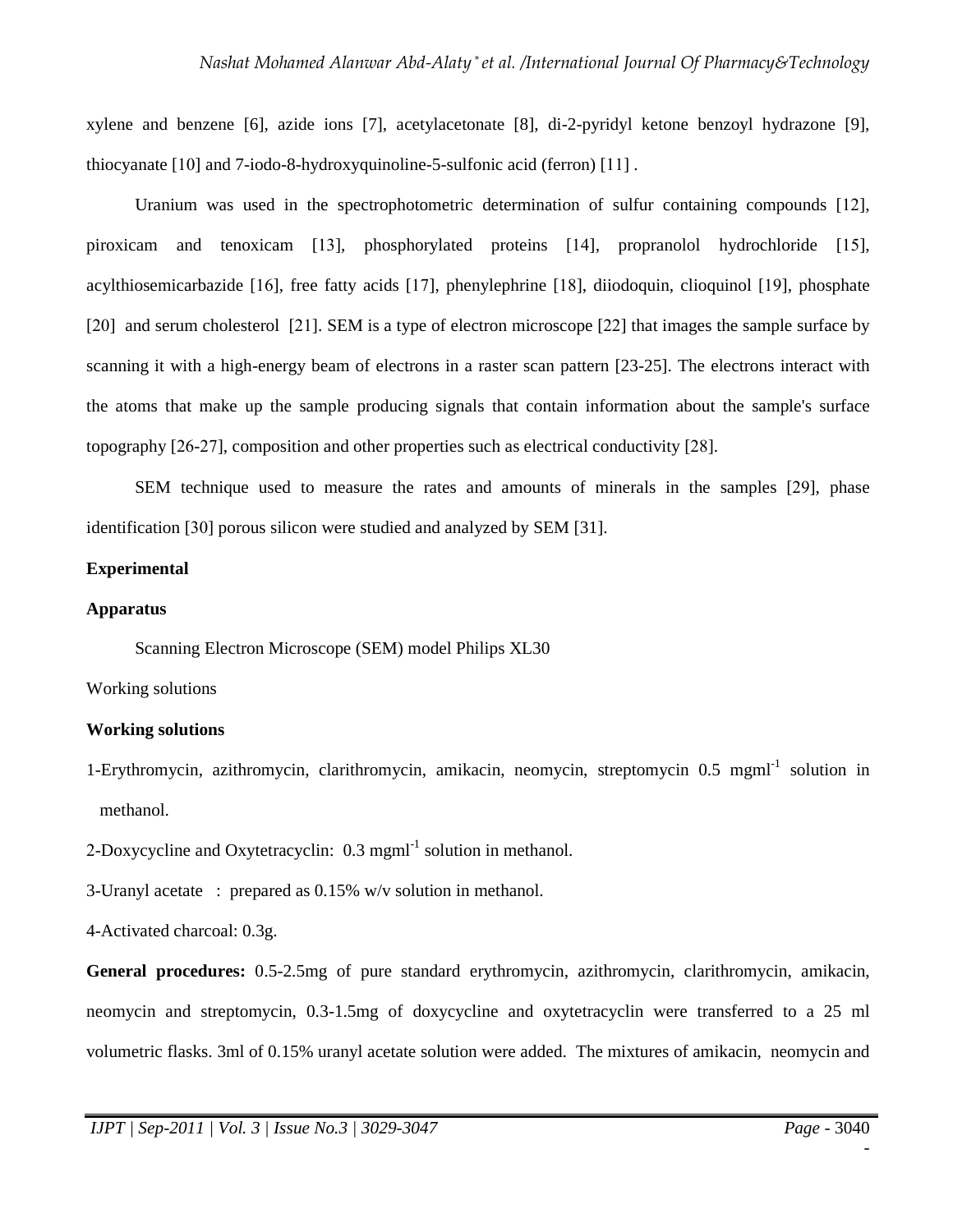xylene and benzene [6], azide ions [7], acetylacetonate [8], di-2-pyridyl ketone benzoyl hydrazone [9], thiocyanate [10] and 7-iodo-8-hydroxyquinoline-5-sulfonic acid (ferron) [11] .

Uranium was used in the spectrophotometric determination of sulfur containing compounds [12], piroxicam and tenoxicam [13], phosphorylated proteins [14], propranolol hydrochloride [15], acylthiosemicarbazide [16], free fatty acids [17], phenylephrine [18], diiodoquin, clioquinol [19], phosphate [20] and serum cholesterol [21]. SEM is a type of electron microscope [22] that images the sample surface by scanning it with a high-energy beam of electrons in a raster scan pattern [23-25]. The electrons interact with the atoms that make up the sample producing signals that contain information about the sample's surface topography [26-27], composition and other properties such as electrical conductivity [28].

SEM technique used to measure the rates and amounts of minerals in the samples [29], phase identification [30] porous silicon were studied and analyzed by SEM [31].

**Experimental**

**Apparatus**

Scanning Electron Microscope (SEM) model Philips XL30

Working solutions

**Working solutions**

1-Erythromycin, azithromycin, clarithromycin, amikacin, neomycin, streptomycin 0.5 $mgml^{-1}$ solution in methanol.

2-Doxycycline and Oxytetracyclin: 0.3 $mgml^{-1}$ solution in methanol.

3-Uranyl acetate : prepared as 0.15% w/v solution in methanol.

4-Activated charcoal: 0.3g.

**General procedures:** 0.5-2.5mg of pure standard erythromycin, azithromycin, clarithromycin, amikacin, neomycin and streptomycin, 0.3-1.5mg of doxycycline and oxytetracyclin were transferred to a 25 ml volumetric flasks. 3ml of 0.15% uranyl acetate solution were added. The mixtures of amikacin, neomycin and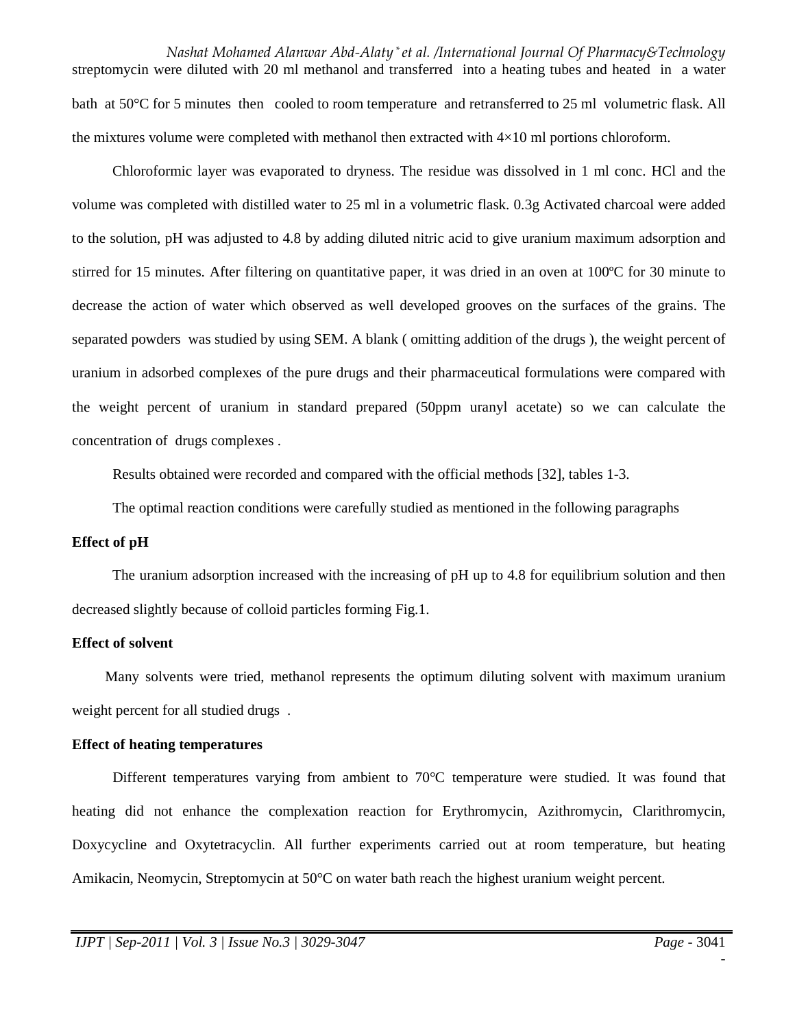streptomycin were diluted with 20 ml methanol and transferred into a heating tubes and heated in a water bath at 50°C for 5 minutes then cooled to room temperature and retransferred to 25 ml volumetric flask. All the mixtures volume were completed with methanol then extracted with 4×10 ml portions chloroform.

Chloroformic layer was evaporated to dryness. The residue was dissolved in 1 ml conc. HCl and the volume was completed with distilled water to 25 ml in a volumetric flask. 0.3g Activated charcoal were added to the solution, pH was adjusted to 4.8 by adding diluted nitric acid to give uranium maximum adsorption and stirred for 15 minutes. After filtering on quantitative paper, it was dried in an oven at 100ºC for 30 minute to decrease the action of water which observed as well developed grooves on the surfaces of the grains. The separated powders was studied by using SEM. A blank ( omitting addition of the drugs ), the weight percent of uranium in adsorbed complexes of the pure drugs and their pharmaceutical formulations were compared with the weight percent of uranium in standard prepared (50ppm uranyl acetate) so we can calculate the concentration of drugs complexes .

Results obtained were recorded and compared with the official methods [32], tables 1-3.

The optimal reaction conditions were carefully studied as mentioned in the following paragraphs

**Effect of pH**

The uranium adsorption increased with the increasing of pH up to 4.8 for equilibrium solution and then decreased slightly because of colloid particles forming Fig.1.

**Effect of solvent**

Many solvents were tried, methanol represents the optimum diluting solvent with maximum uranium weight percent for all studied drugs .

**Effect of heating temperatures**

Different temperatures varying from ambient to 70°C temperature were studied. It was found that heating did not enhance the complexation reaction for Erythromycin, Azithromycin, Clarithromycin, Doxycycline and Oxytetracyclin. All further experiments carried out at room temperature, but heating Amikacin, Neomycin, Streptomycin at 50°C on water bath reach the highest uranium weight percent.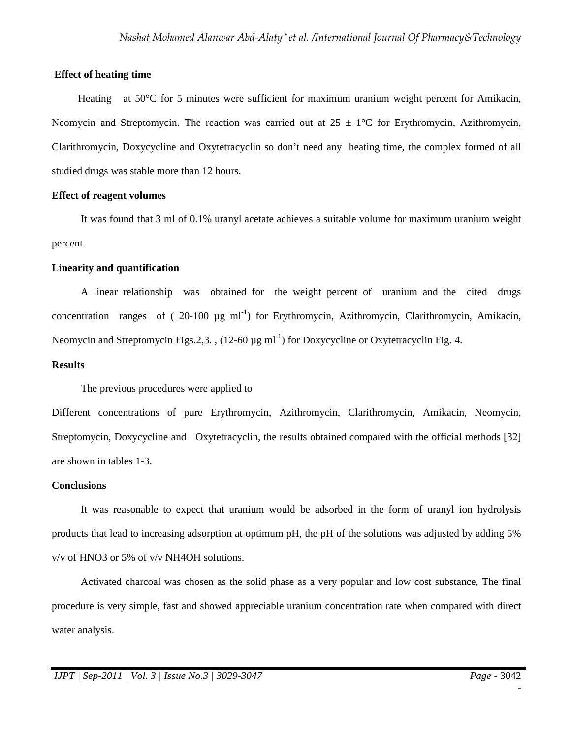**Effect of heating time**

Heating at 50°C for 5 minutes were sufficient for maximum uranium weight percent for Amikacin, Neomycin and Streptomycin. The reaction was carried out at 25 ± 1°C for Erythromycin, Azithromycin, Clarithromycin, Doxycycline and Oxytetracyclin so don't need any heating time, the complex formed of all studied drugs was stable more than 12 hours.

**Effect of reagent volumes**

It was found that 3 ml of 0.1% uranyl acetate achieves a suitable volume for maximum uranium weight percent.

**Linearity and quantification**

A linear relationship was obtained for the weight percent of uranium and the cited drugs concentration ranges of ( 20-100 µg $ml^{-1}$) for Erythromycin, Azithromycin, Clarithromycin, Amikacin, Neomycin and Streptomycin Figs.2,3. , (12-60 µg $ml^{-1}$) for Doxycycline or Oxytetracyclin Fig. 4.

**Results**

The previous procedures were applied to

Different concentrations of pure Erythromycin, Azithromycin, Clarithromycin, Amikacin, Neomycin, Streptomycin, Doxycycline and Oxytetracyclin, the results obtained compared with the official methods [32] are shown in tables 1-3.

**Conclusions**

It was reasonable to expect that uranium would be adsorbed in the form of uranyl ion hydrolysis products that lead to increasing adsorption at optimum pH, the pH of the solutions was adjusted by adding 5% v/v of $HNO_3$ or 5% of v/v $NH_4OH$ solutions.

Activated charcoal was chosen as the solid phase as a very popular and low cost substance, The final procedure is very simple, fast and showed appreciable uranium concentration rate when compared with direct water analysis.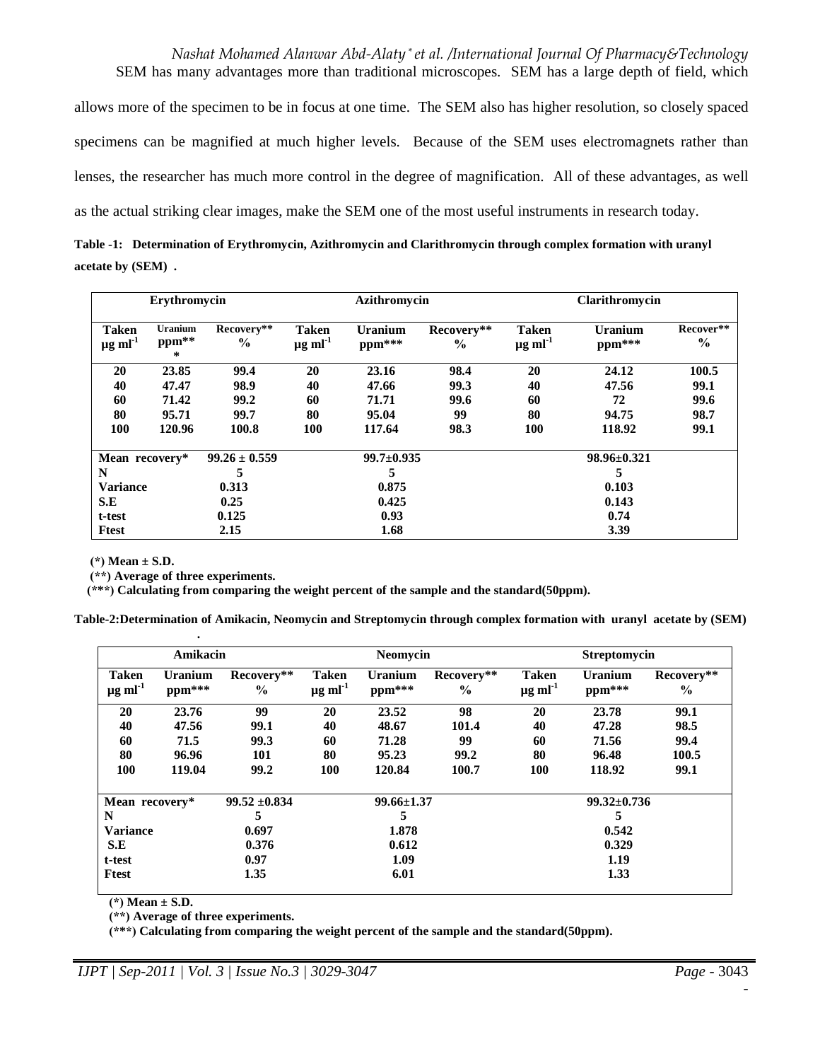SEM has many advantages more than traditional microscopes. SEM has a large depth of field, which allows more of the specimen to be in focus at one time. The SEM also has higher resolution, so closely spaced specimens can be magnified at much higher levels. Because of the SEM uses electromagnets rather than lenses, the researcher has much more control in the degree of magnification. All of these advantages, as well as the actual striking clear images, make the SEM one of the most useful instruments in research today.

**Table -1: Determination of Erythromycin, Azithromycin and Clarithromycin through complex formation with uranyl acetate by (SEM) .**

| Erythromycin | | | Azithromycin | | | Clarithromycin | | |
|---|---|---|---|---|---|---|---|---|
| **Taken $\mu g\ ml^{-1}$** | **Uranium ppm***** | **Recovery** %** | **Taken $\mu g\ ml^{-1}$** | **Uranium ppm***** | **Recovery** %** | **Taken $\mu g\ ml^{-1}$** | **Uranium ppm***** | **Recover** %** |
| 20 | 23.85 | 99.4 | 20 | 23.16 | 98.4 | 20 | 24.12 | 100.5 |
| 40 | 47.47 | 98.9 | 40 | 47.66 | 99.3 | 40 | 47.56 | 99.1 |
| 60 | 71.42 | 99.2 | 60 | 71.71 | 99.6 | 60 | 72 | 99.6 |
| 80 | 95.71 | 99.7 | 80 | 95.04 | 99 | 80 | 94.75 | 98.7 |
| 100 | 120.96 | 100.8 | 100 | 117.64 | 98.3 | 100 | 118.92 | 99.1 |
| Mean recovery* | | 99.26 ± 0.559 | | 99.7±0.935 | | | 98.96±0.321 | |
| N | | 5 | | 5 | | | 5 | |
| Variance | | 0.313 | | 0.875 | | | 0.103 | |
| S.E | | 0.25 | | 0.425 | | | 0.143 | |
| t-test | | 0.125 | | 0.93 | | | 0.74 | |
| Ftest | | 2.15 | | 1.68 | | | 3.39 | |

(*) Mean ± S.D.

(**) Average of three experiments.

(***) Calculating from comparing the weight percent of the sample and the standard(50ppm).

**Table-2:Determination of Amikacin, Neomycin and Streptomycin through complex formation with uranyl acetate by (SEM) .**

| Amikacin | | | Neomycin | | | Streptomycin | | |
|---|---|---|---|---|---|---|---|---|
| **Taken $\mu g\ ml^{-1}$** | **Uranium ppm***** | **Recovery** %** | **Taken $\mu g\ ml^{-1}$** | **Uranium ppm***** | **Recovery** %** | **Taken $\mu g\ ml^{-1}$** | **Uranium ppm***** | **Recovery** %** |
| 20 | 23.76 | 99 | 20 | 23.52 | 98 | 20 | 23.78 | 99.1 |
| 40 | 47.56 | 99.1 | 40 | 48.67 | 101.4 | 40 | 47.28 | 98.5 |
| 60 | 71.5 | 99.3 | 60 | 71.28 | 99 | 60 | 71.56 | 99.4 |
| 80 | 96.96 | 101 | 80 | 95.23 | 99.2 | 80 | 96.48 | 100.5 |
| 100 | 119.04 | 99.2 | 100 | 120.84 | 100.7 | 100 | 118.92 | 99.1 |
| Mean recovery* | | 99.52 ±0.834 | | 99.66±1.37 | | | 99.32±0.736 | |
| N | | 5 | | 5 | | | 5 | |
| Variance | | 0.697 | | 1.878 | | | 0.542 | |
| S.E | | 0.376 | | 0.612 | | | 0.329 | |
| t-test | | 0.97 | | 1.09 | | | 1.19 | |
| Ftest | | 1.35 | | 6.01 | | | 1.33 | |

(*) Mean ± S.D.

(**) Average of three experiments.

(***) Calculating from comparing the weight percent of the sample and the standard(50ppm).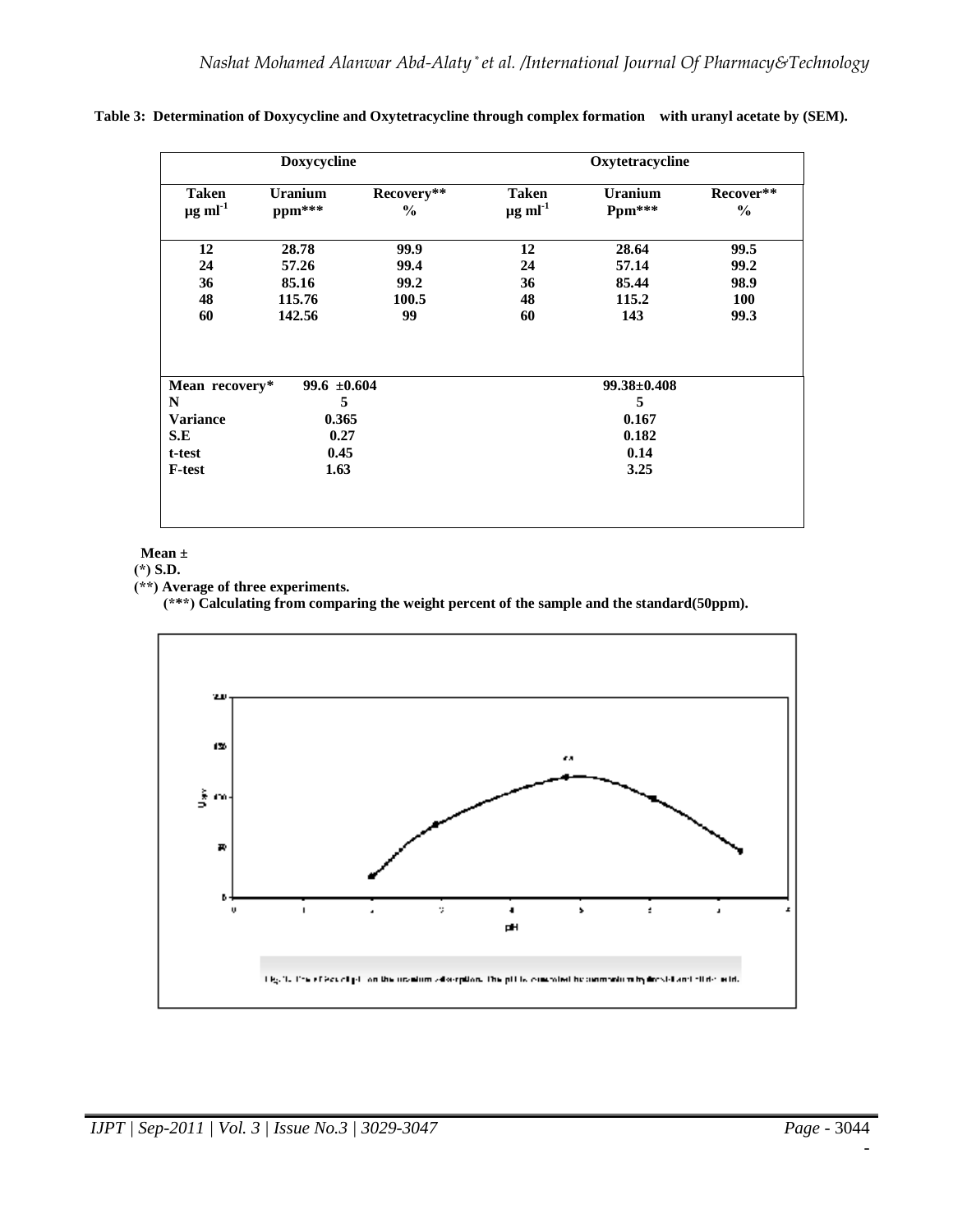**Table 3: Determination of Doxycycline and Oxytetracycline through complex formation with uranyl acetate by (SEM).**

| Doxycycline | | | Oxytetracycline | | |
|---|---|---|---|---|---|
| Taken $\mu g\ ml^{-1}$ | Uranium ppm*** | Recovery** % | Taken $\mu g\ ml^{-1}$ | Uranium Ppm*** | Recover** % |
| 12 | 28.78 | 99.9 | 12 | 28.64 | 99.5 |
| 24 | 57.26 | 99.4 | 24 | 57.14 | 99.2 |
| 36 | 85.16 | 99.2 | 36 | 85.44 | 98.9 |
| 48 | 115.76 | 100.5 | 48 | 115.2 | 100 |
| 60 | 142.56 | 99 | 60 | 143 | 99.3 |
| Mean recovery* | 99.6 ±0.604 | | | 99.38±0.408 | |
| N | 5 | | | 5 | |
| Variance | 0.365 | | | 0.167 | |
| S.E | 0.27 | | | 0.182 | |
| t-test | 0.45 | | | 0.14 | |
| F-test | 1.63 | | | 3.25 | |

Mean ±
(*) S.D.
(**) Average of three experiments.
(***) Calculating from comparing the weight percent of the sample and the standard(50ppm).

Fig. 1: The effect of pH on the uranium adsorption. The pH is controlled by ammonium hydroxide and nitric acid.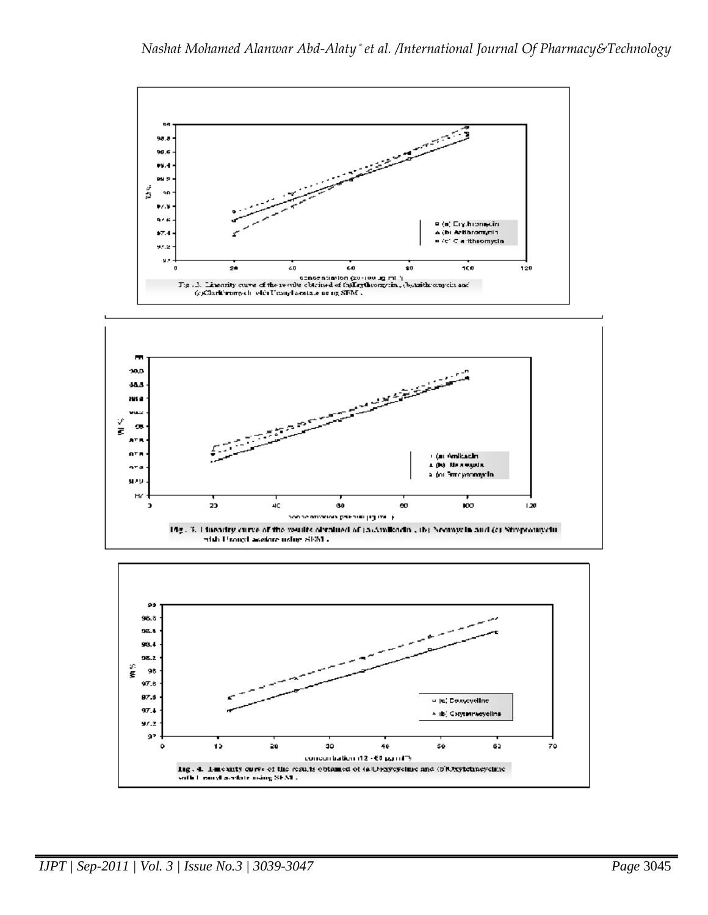Fig. 2. Linearity curve of the results obtained of (a)Erythromycin, (b)azithromycin and (c)Clarithromycin with Uranyl acetate using SEM.

Fig. 3. Linearity curve of the results obtained of (a)Amikacin, (b) Neomycin and (c) Streptomycin with Uranyl acetate using SEM.

Fig. 4. Linearity curve of the results obtained of (a)Doxycycline and (b)Oxytetracycline with Uranyl acetate using SEM.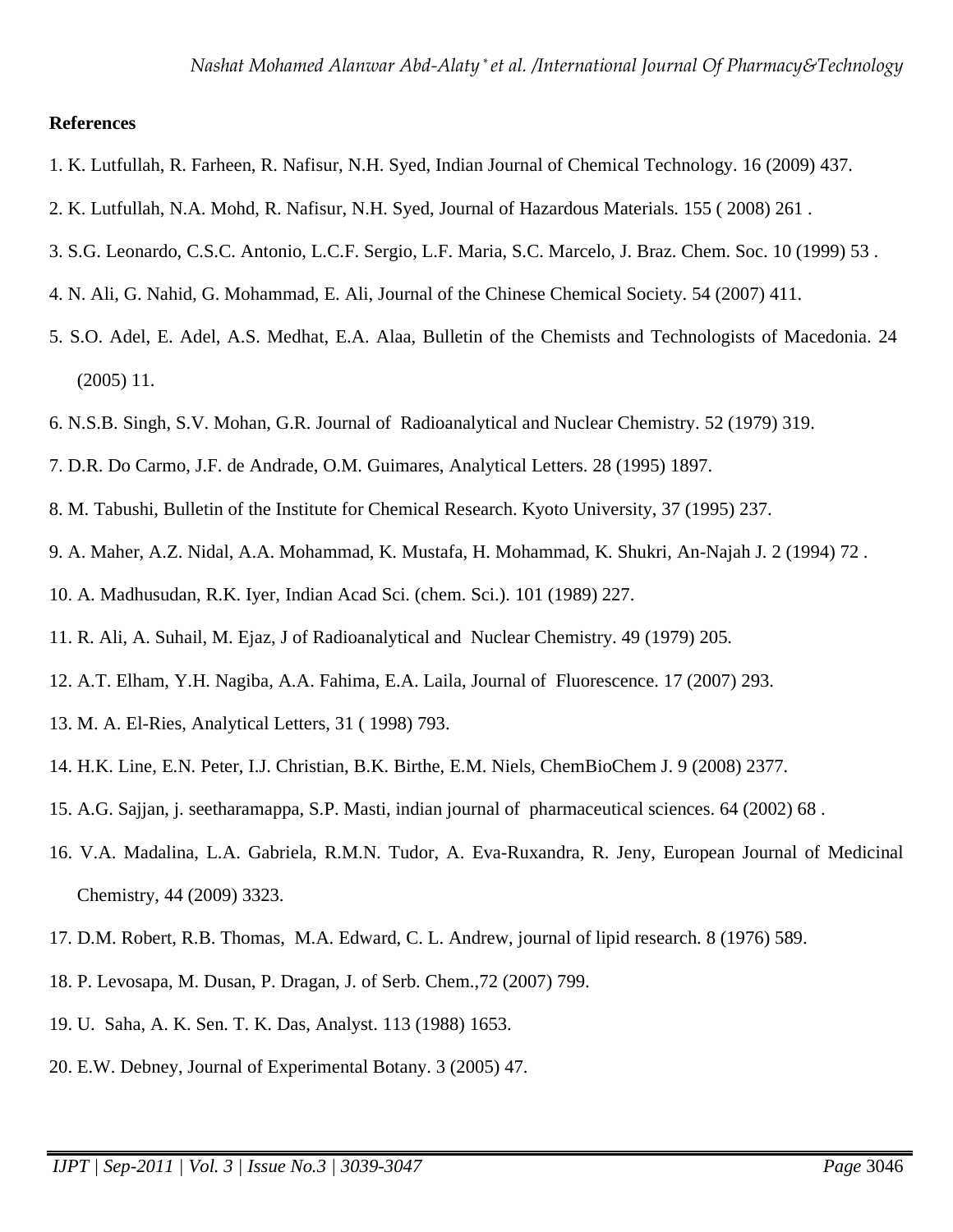**References**

1. K. Lutfullah, R. Farheen, R. Nafisur, N.H. Syed, Indian Journal of Chemical Technology. 16 (2009) 437.
2. K. Lutfullah, N.A. Mohd, R. Nafisur, N.H. Syed, Journal of Hazardous Materials. 155 ( 2008) 261 .
3. S.G. Leonardo, C.S.C. Antonio, L.C.F. Sergio, L.F. Maria, S.C. Marcelo, J. Braz. Chem. Soc. 10 (1999) 53 .
4. N. Ali, G. Nahid, G. Mohammad, E. Ali, Journal of the Chinese Chemical Society. 54 (2007) 411.
5. S.O. Adel, E. Adel, A.S. Medhat, E.A. Alaa, Bulletin of the Chemists and Technologists of Macedonia. 24 (2005) 11.
6. N.S.B. Singh, S.V. Mohan, G.R. Journal of Radioanalytical and Nuclear Chemistry. 52 (1979) 319.
7. D.R. Do Carmo, J.F. de Andrade, O.M. Guimares, Analytical Letters. 28 (1995) 1897.
8. M. Tabushi, Bulletin of the Institute for Chemical Research. Kyoto University, 37 (1995) 237.
9. A. Maher, A.Z. Nidal, A.A. Mohammad, K. Mustafa, H. Mohammad, K. Shukri, An-Najah J. 2 (1994) 72 .
10. A. Madhusudan, R.K. Iyer, Indian Acad Sci. (chem. Sci.). 101 (1989) 227.
11. R. Ali, A. Suhail, M. Ejaz, J of Radioanalytical and Nuclear Chemistry. 49 (1979) 205.
12. A.T. Elham, Y.H. Nagiba, A.A. Fahima, E.A. Laila, Journal of Fluorescence. 17 (2007) 293.
13. M. A. El-Ries, Analytical Letters, 31 ( 1998) 793.
14. H.K. Line, E.N. Peter, I.J. Christian, B.K. Birthe, E.M. Niels, ChemBioChem J. 9 (2008) 2377.
15. A.G. Sajjan, j. seetharamappa, S.P. Masti, indian journal of pharmaceutical sciences. 64 (2002) 68 .
16. V.A. Madalina, L.A. Gabriela, R.M.N. Tudor, A. Eva-Ruxandra, R. Jeny, European Journal of Medicinal Chemistry, 44 (2009) 3323.
17. D.M. Robert, R.B. Thomas, M.A. Edward, C. L. Andrew, journal of lipid research. 8 (1976) 589.
18. P. Levosapa, M. Dusan, P. Dragan, J. of Serb. Chem.,72 (2007) 799.
19. U. Saha, A. K. Sen. T. K. Das, Analyst. 113 (1988) 1653.
20. E.W. Debney, Journal of Experimental Botany. 3 (2005) 47.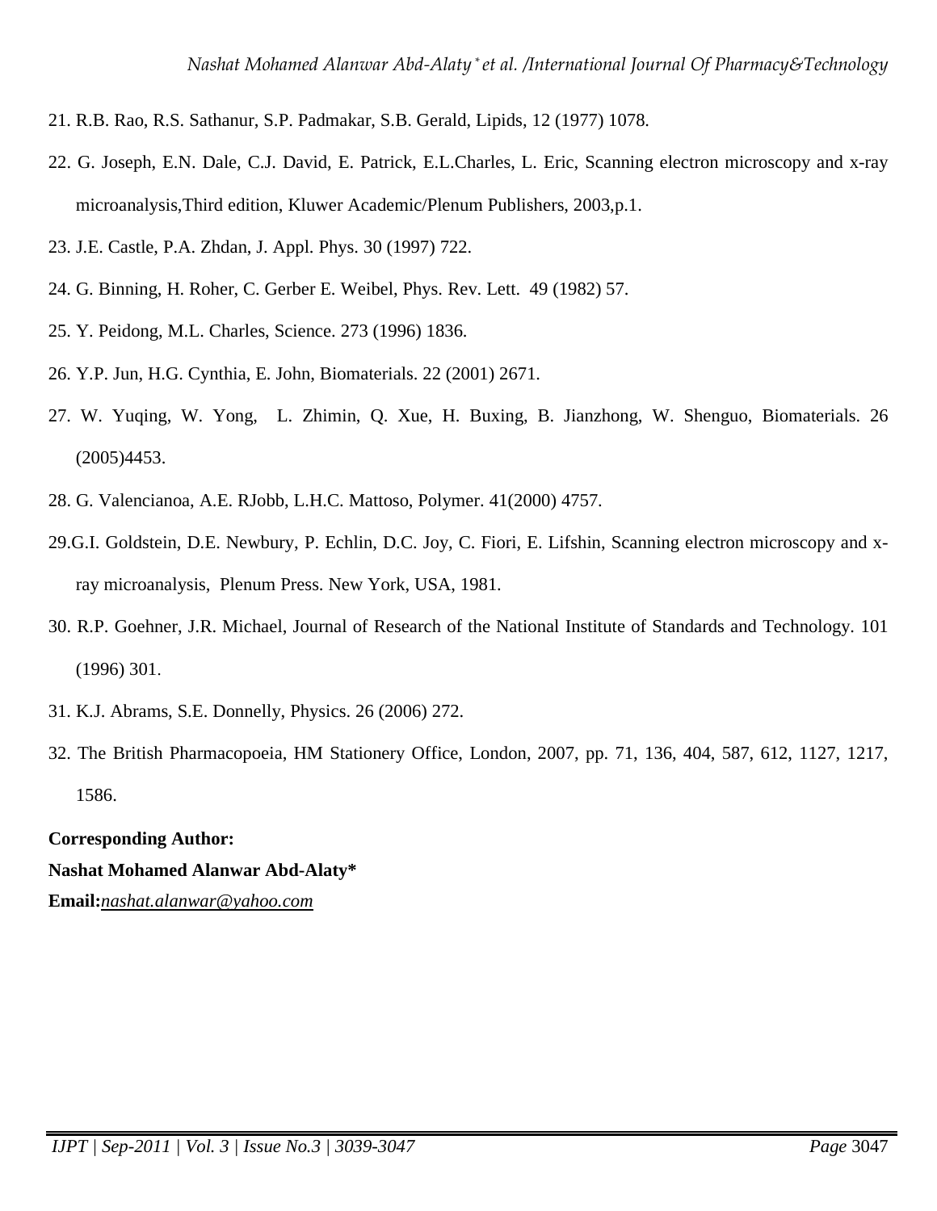21. R.B. Rao, R.S. Sathanur, S.P. Padmakar, S.B. Gerald, Lipids, 12 (1977) 1078.

22. G. Joseph, E.N. Dale, C.J. David, E. Patrick, E.L.Charles, L. Eric, Scanning electron microscopy and x-ray microanalysis,Third edition, Kluwer Academic/Plenum Publishers, 2003,p.1.

23. J.E. Castle, P.A. Zhdan, J. Appl. Phys. 30 (1997) 722.

24. G. Binning, H. Roher, C. Gerber E. Weibel, Phys. Rev. Lett. 49 (1982) 57.

25. Y. Peidong, M.L. Charles, Science. 273 (1996) 1836.

26. Y.P. Jun, H.G. Cynthia, E. John, Biomaterials. 22 (2001) 2671.

27. W. Yuqing, W. Yong, L. Zhimin, Q. Xue, H. Buxing, B. Jianzhong, W. Shenguo, Biomaterials. 26 (2005)4453.

28. G. Valencianoa, A.E. RJobb, L.H.C. Mattoso, Polymer. 41(2000) 4757.

29.G.I. Goldstein, D.E. Newbury, P. Echlin, D.C. Joy, C. Fiori, E. Lifshin, Scanning electron microscopy and x-ray microanalysis, Plenum Press. New York, USA, 1981.

30. R.P. Goehner, J.R. Michael, Journal of Research of the National Institute of Standards and Technology. 101 (1996) 301.

31. K.J. Abrams, S.E. Donnelly, Physics. 26 (2006) 272.

32. The British Pharmacopoeia, HM Stationery Office, London, 2007, pp. 71, 136, 404, 587, 612, 1127, 1217, 1586.

**Corresponding Author:**

**Nashat Mohamed Alanwar Abd-Alaty***

**Email:***nashat.alanwar@yahoo.com*